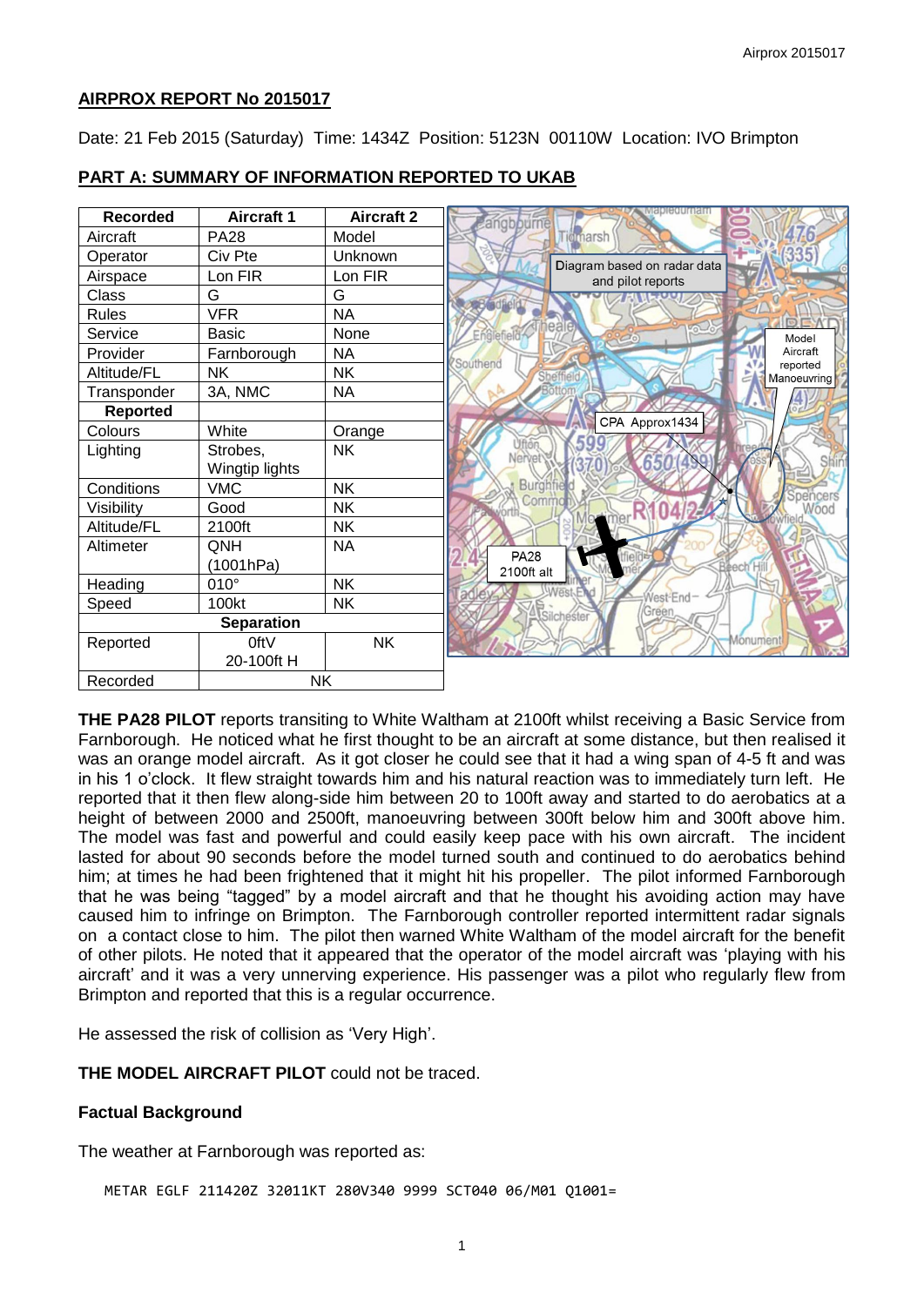## AIRPROX REPORT No 2015017

Date: 21 Feb 2015 (Saturday) Time: 1434Z Position: 5123N 00110W Location: IVO Brimpton

## PART A: SUMMARY OF INFORMATION REPORTED TO UKAB

| Recorded | Aircraft 1 | Aircraft 2 |
|---|---|---|
| Aircraft | PA28 | Model |
| Operator | Civ Pte | Unknown |
| Airspace | Lon FIR | Lon FIR |
| Class | G | G |
| Rules | VFR | NA |
| Service | Basic | None |
| Provider | Farnborough | NA |
| Altitude/FL | NK | NK |
| Transponder | 3A, NMC | NA |
| **Reported** | | |
| Colours | White | Orange |
| Lighting | Strobes, Wingtip lights | NK |
| Conditions | VMC | NK |
| Visibility | Good | NK |
| Altitude/FL | 2100ft | NK |
| Altimeter | QNH (1001hPa) | NA |
| Heading | 010° | NK |
| Speed | 100kt | NK |
| **Separation** | | |
| Reported | 0ftV 20-100ft H | NK |
| Recorded | NK | |

**THE PA28 PILOT** reports transiting to White Waltham at 2100ft whilst receiving a Basic Service from Farnborough. He noticed what he first thought to be an aircraft at some distance, but then realised it was an orange model aircraft. As it got closer he could see that it had a wing span of 4-5 ft and was in his 1 o'clock. It flew straight towards him and his natural reaction was to immediately turn left. He reported that it then flew along-side him between 20 to 100ft away and started to do aerobatics at a height of between 2000 and 2500ft, manoeuvring between 300ft below him and 300ft above him. The model was fast and powerful and could easily keep pace with his own aircraft. The incident lasted for about 90 seconds before the model turned south and continued to do aerobatics behind him; at times he had been frightened that it might hit his propeller. The pilot informed Farnborough that he was being "tagged" by a model aircraft and that he thought his avoiding action may have caused him to infringe on Brimpton. The Farnborough controller reported intermittent radar signals on a contact close to him. The pilot then warned White Waltham of the model aircraft for the benefit of other pilots. He noted that it appeared that the operator of the model aircraft was 'playing with his aircraft' and it was a very unnerving experience. His passenger was a pilot who regularly flew from Brimpton and reported that this is a regular occurrence.

He assessed the risk of collision as 'Very High'.

**THE MODEL AIRCRAFT PILOT** could not be traced.

### Factual Background

The weather at Farnborough was reported as:

```
METAR EGLF 211420Z 32011KT 280V340 9999 SCT040 06/M01 Q1001=
```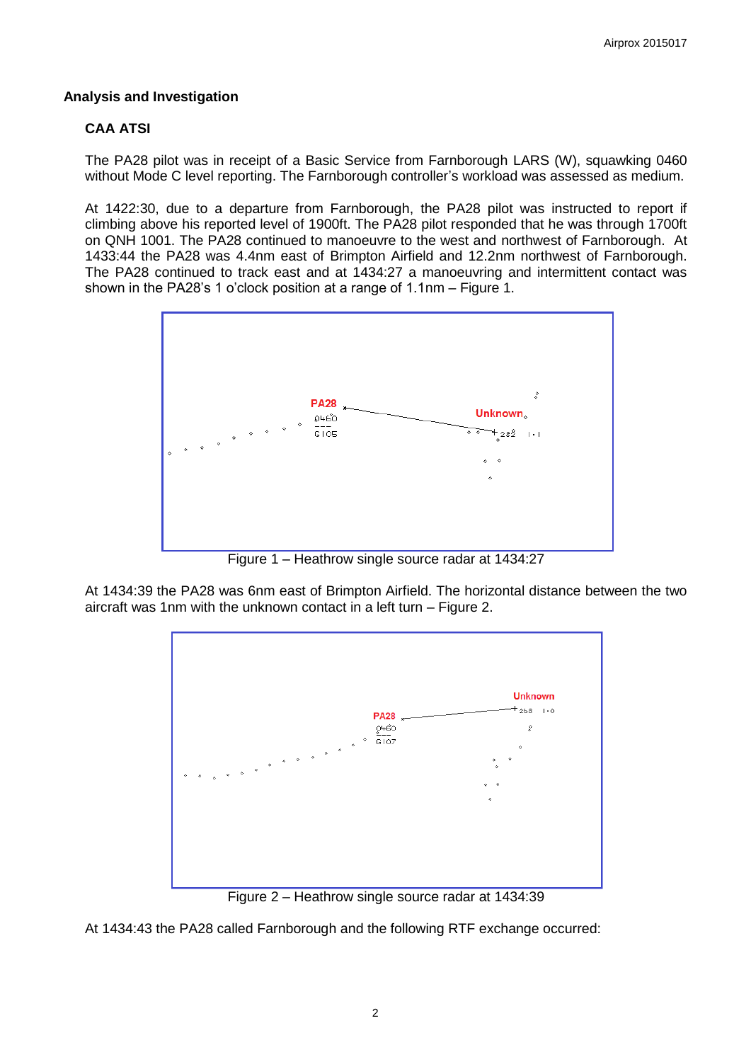## Analysis and Investigation

### CAA ATSI

The PA28 pilot was in receipt of a Basic Service from Farnborough LARS (W), squawking 0460 without Mode C level reporting. The Farnborough controller's workload was assessed as medium.

At 1422:30, due to a departure from Farnborough, the PA28 pilot was instructed to report if climbing above his reported level of 1900ft. The PA28 pilot responded that he was through 1700ft on QNH 1001. The PA28 continued to manoeuvre to the west and northwest of Farnborough. At 1433:44 the PA28 was 4.4nm east of Brimpton Airfield and 12.2nm northwest of Farnborough. The PA28 continued to track east and at 1434:27 a manoeuvring and intermittent contact was shown in the PA28's 1 o'clock position at a range of 1.1nm – Figure 1.

Figure 1 – Heathrow single source radar at 1434:27

At 1434:39 the PA28 was 6nm east of Brimpton Airfield. The horizontal distance between the two aircraft was 1nm with the unknown contact in a left turn – Figure 2.

Figure 2 – Heathrow single source radar at 1434:39

At 1434:43 the PA28 called Farnborough and the following RTF exchange occurred: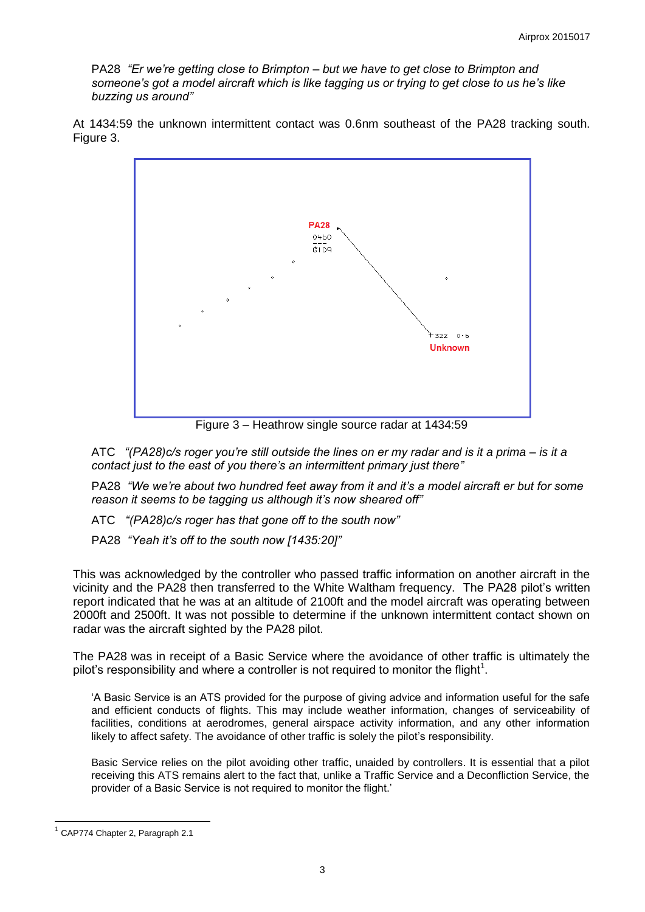PA28 *"Er we're getting close to Brimpton – but we have to get close to Brimpton and someone's got a model aircraft which is like tagging us or trying to get close to us he's like buzzing us around"*

At 1434:59 the unknown intermittent contact was 0.6nm southeast of the PA28 tracking south. Figure 3.

Figure 3 – Heathrow single source radar at 1434:59

ATC *"(PA28)c/s roger you're still outside the lines on er my radar and is it a prima – is it a contact just to the east of you there's an intermittent primary just there"*

PA28 *"We we're about two hundred feet away from it and it's a model aircraft er but for some reason it seems to be tagging us although it's now sheared off"*

ATC *"(PA28)c/s roger has that gone off to the south now"*

PA28 *"Yeah it's off to the south now [1435:20]"*

This was acknowledged by the controller who passed traffic information on another aircraft in the vicinity and the PA28 then transferred to the White Waltham frequency. The PA28 pilot's written report indicated that he was at an altitude of 2100ft and the model aircraft was operating between 2000ft and 2500ft. It was not possible to determine if the unknown intermittent contact shown on radar was the aircraft sighted by the PA28 pilot.

The PA28 was in receipt of a Basic Service where the avoidance of other traffic is ultimately the pilot's responsibility and where a controller is not required to monitor the flight[1].

> 'A Basic Service is an ATS provided for the purpose of giving advice and information useful for the safe and efficient conducts of flights. This may include weather information, changes of serviceability of facilities, conditions at aerodromes, general airspace activity information, and any other information likely to affect safety. The avoidance of other traffic is solely the pilot's responsibility.
>
> Basic Service relies on the pilot avoiding other traffic, unaided by controllers. It is essential that a pilot receiving this ATS remains alert to the fact that, unlike a Traffic Service and a Deconfliction Service, the provider of a Basic Service is not required to monitor the flight.'

[1] CAP774 Chapter 2, Paragraph 2.1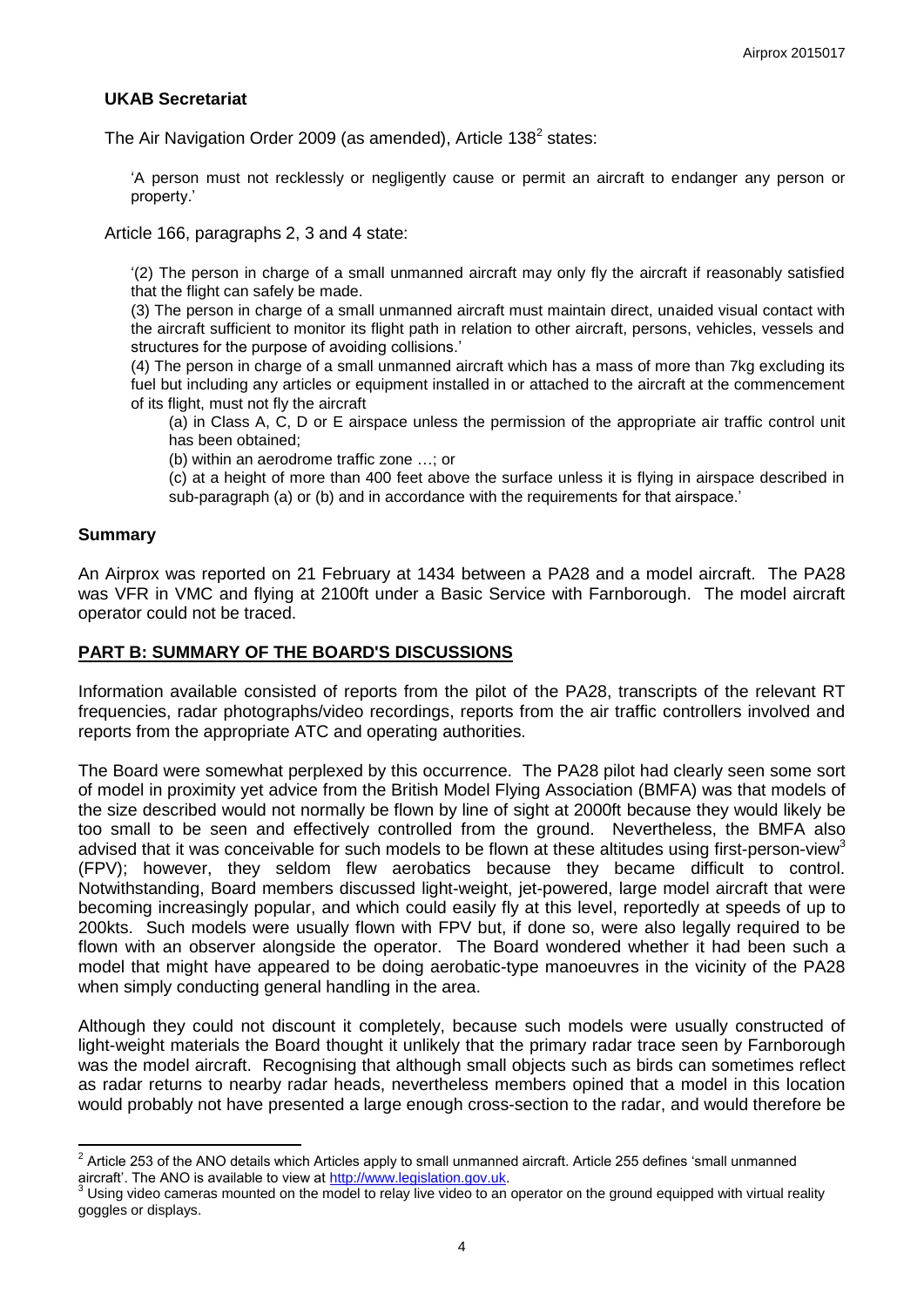## UKAB Secretariat

The Air Navigation Order 2009 (as amended), Article 138[2] states:

> 'A person must not recklessly or negligently cause or permit an aircraft to endanger any person or property.'

Article 166, paragraphs 2, 3 and 4 state:

> '(2) The person in charge of a small unmanned aircraft may only fly the aircraft if reasonably satisfied that the flight can safely be made.
>
> (3) The person in charge of a small unmanned aircraft must maintain direct, unaided visual contact with the aircraft sufficient to monitor its flight path in relation to other aircraft, persons, vehicles, vessels and structures for the purpose of avoiding collisions.'
>
> (4) The person in charge of a small unmanned aircraft which has a mass of more than 7kg excluding its fuel but including any articles or equipment installed in or attached to the aircraft at the commencement of its flight, must not fly the aircraft
>
> (a) in Class A, C, D or E airspace unless the permission of the appropriate air traffic control unit has been obtained;
>
> (b) within an aerodrome traffic zone …; or
>
> (c) at a height of more than 400 feet above the surface unless it is flying in airspace described in sub-paragraph (a) or (b) and in accordance with the requirements for that airspace.'

## Summary

An Airprox was reported on 21 February at 1434 between a PA28 and a model aircraft. The PA28 was VFR in VMC and flying at 2100ft under a Basic Service with Farnborough. The model aircraft operator could not be traced.

## PART B: SUMMARY OF THE BOARD'S DISCUSSIONS

Information available consisted of reports from the pilot of the PA28, transcripts of the relevant RT frequencies, radar photographs/video recordings, reports from the air traffic controllers involved and reports from the appropriate ATC and operating authorities.

The Board were somewhat perplexed by this occurrence. The PA28 pilot had clearly seen some sort of model in proximity yet advice from the British Model Flying Association (BMFA) was that models of the size described would not normally be flown by line of sight at 2000ft because they would likely be too small to be seen and effectively controlled from the ground. Nevertheless, the BMFA also advised that it was conceivable for such models to be flown at these altitudes using first-person-view[3] (FPV); however, they seldom flew aerobatics because they became difficult to control. Notwithstanding, Board members discussed light-weight, jet-powered, large model aircraft that were becoming increasingly popular, and which could easily fly at this level, reportedly at speeds of up to 200kts. Such models were usually flown with FPV but, if done so, were also legally required to be flown with an observer alongside the operator. The Board wondered whether it had been such a model that might have appeared to be doing aerobatic-type manoeuvres in the vicinity of the PA28 when simply conducting general handling in the area.

Although they could not discount it completely, because such models were usually constructed of light-weight materials the Board thought it unlikely that the primary radar trace seen by Farnborough was the model aircraft. Recognising that although small objects such as birds can sometimes reflect as radar returns to nearby radar heads, nevertheless members opined that a model in this location would probably not have presented a large enough cross-section to the radar, and would therefore be

---

[2] Article 253 of the ANO details which Articles apply to small unmanned aircraft. Article 255 defines 'small unmanned aircraft'. The ANO is available to view at http://www.legislation.gov.uk.

[3] Using video cameras mounted on the model to relay live video to an operator on the ground equipped with virtual reality goggles or displays.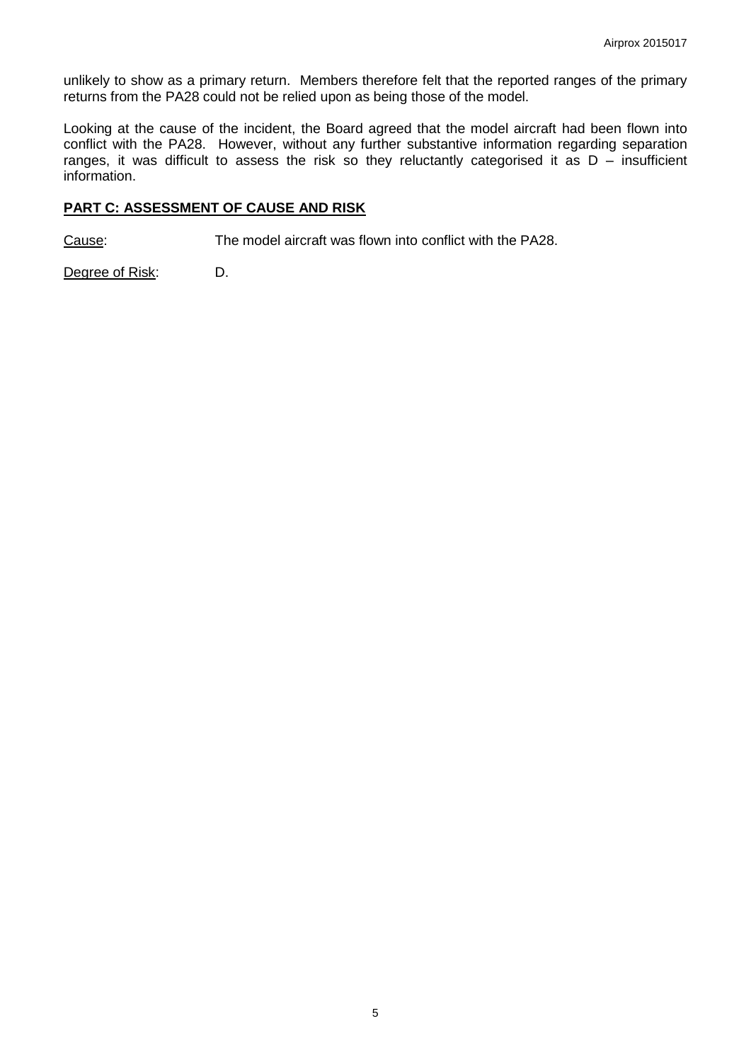unlikely to show as a primary return. Members therefore felt that the reported ranges of the primary returns from the PA28 could not be relied upon as being those of the model.

Looking at the cause of the incident, the Board agreed that the model aircraft had been flown into conflict with the PA28. However, without any further substantive information regarding separation ranges, it was difficult to assess the risk so they reluctantly categorised it as D – insufficient information.

## PART C: ASSESSMENT OF CAUSE AND RISK

Cause: The model aircraft was flown into conflict with the PA28.

Degree of Risk: D.